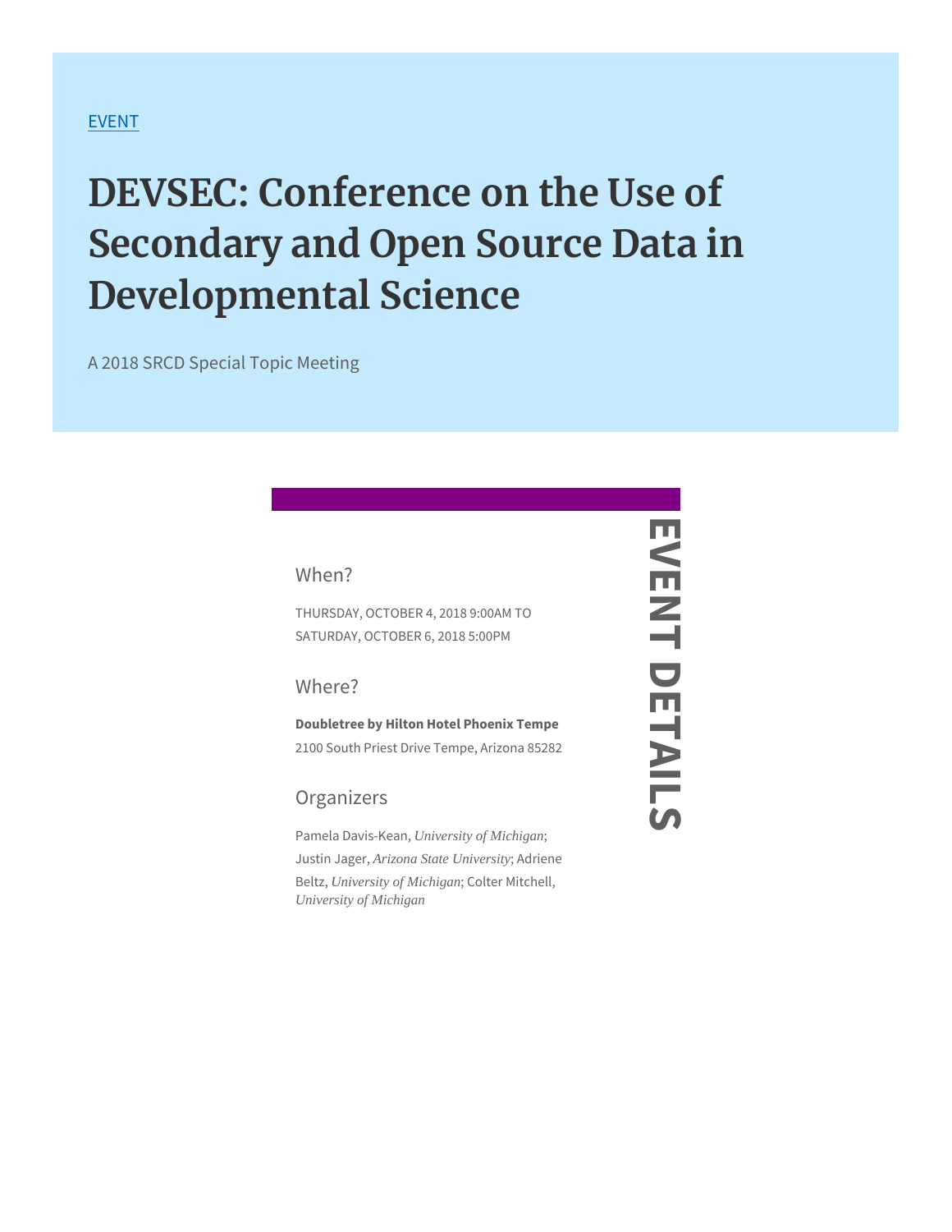EVENT

# DEVSEC: Conference on the Use of Secondary and Open Source Data in Developmental Science

A 2018 SRCD Special Topic Meeting

## EVENT DETAILS

### When?

THURSDAY, OCTOBER 4, 2018 9:00AM TO SATURDAY, OCTOBER 6, 2018 5:00PM

### Where?

**Doubletree by Hilton Hotel Phoenix Tempe**
2100 South Priest Drive Tempe, Arizona 85282

### Organizers

Pamela Davis-Kean, *University of Michigan*; Justin Jager, *Arizona State University*; Adriene Beltz, *University of Michigan*; Colter Mitchell, *University of Michigan*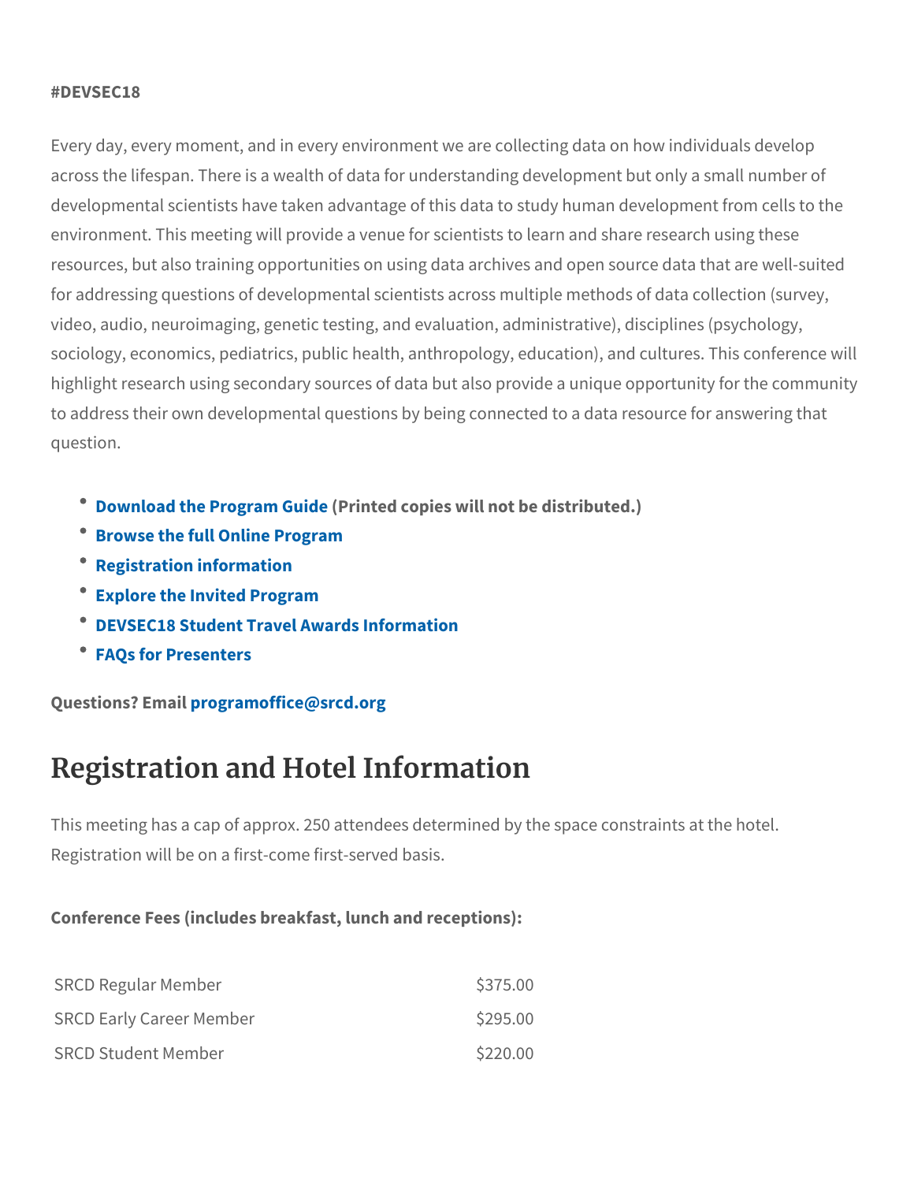**#DEVSEC18**

Every day, every moment, and in every environment we are collecting data on how individuals develop across the lifespan. There is a wealth of data for understanding development but only a small number of developmental scientists have taken advantage of this data to study human development from cells to the environment. This meeting will provide a venue for scientists to learn and share research using these resources, but also training opportunities on using data archives and open source data that are well-suited for addressing questions of developmental scientists across multiple methods of data collection (survey, video, audio, neuroimaging, genetic testing, and evaluation, administrative), disciplines (psychology, sociology, economics, pediatrics, public health, anthropology, education), and cultures. This conference will highlight research using secondary sources of data but also provide a unique opportunity for the community to address their own developmental questions by being connected to a data resource for answering that question.

- **Download the Program Guide (Printed copies will not be distributed.)**
- **Browse the full Online Program**
- **Registration information**
- **Explore the Invited Program**
- **DEVSEC18 Student Travel Awards Information**
- **FAQs for Presenters**

**Questions? Email programoffice@srcd.org**

# Registration and Hotel Information

This meeting has a cap of approx. 250 attendees determined by the space constraints at the hotel. Registration will be on a first-come first-served basis.

**Conference Fees (includes breakfast, lunch and receptions):**

| | |
|---|---|
| SRCD Regular Member | $375.00 |
| SRCD Early Career Member | $295.00 |
| SRCD Student Member | $220.00 |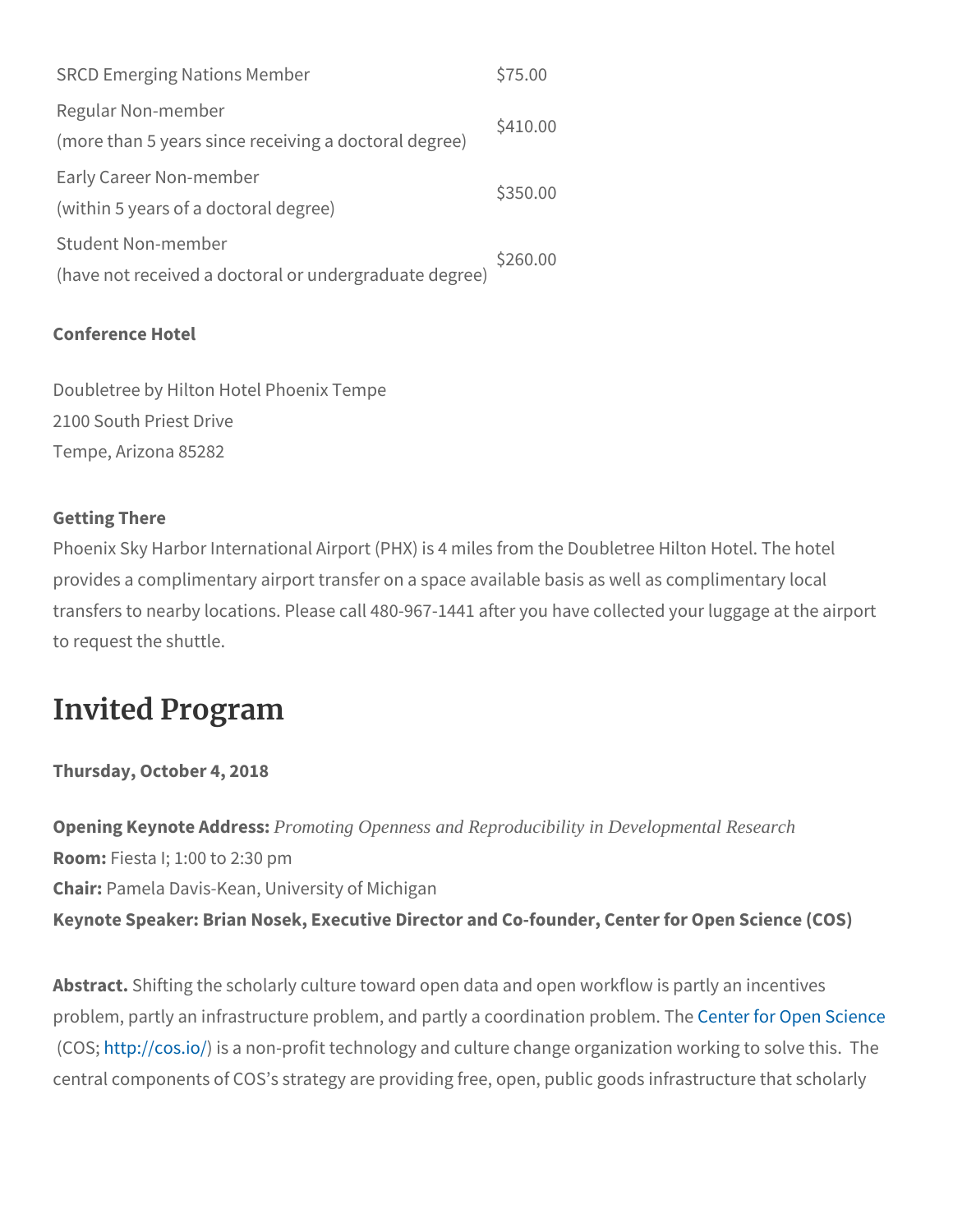| | |
|---|---|
| SRCD Emerging Nations Member | $75.00 |
| Regular Non-member<br>(more than 5 years since receiving a doctoral degree) | $410.00 |
| Early Career Non-member<br>(within 5 years of a doctoral degree) | $350.00 |
| Student Non-member<br>(have not received a doctoral or undergraduate degree) | $260.00 |

**Conference Hotel**

Doubletree by Hilton Hotel Phoenix Tempe
2100 South Priest Drive
Tempe, Arizona 85282

**Getting There**

Phoenix Sky Harbor International Airport (PHX) is 4 miles from the Doubletree Hilton Hotel. The hotel provides a complimentary airport transfer on a space available basis as well as complimentary local transfers to nearby locations. Please call 480-967-1441 after you have collected your luggage at the airport to request the shuttle.

# Invited Program

**Thursday, October 4, 2018**

**Opening Keynote Address:** *Promoting Openness and Reproducibility in Developmental Research*
**Room:** Fiesta I; 1:00 to 2:30 pm
**Chair:** Pamela Davis-Kean, University of Michigan
**Keynote Speaker: Brian Nosek, Executive Director and Co-founder, Center for Open Science (COS)**

**Abstract.** Shifting the scholarly culture toward open data and open workflow is partly an incentives problem, partly an infrastructure problem, and partly a coordination problem. The Center for Open Science (COS; http://cos.io/) is a non-profit technology and culture change organization working to solve this. The central components of COS's strategy are providing free, open, public goods infrastructure that scholarly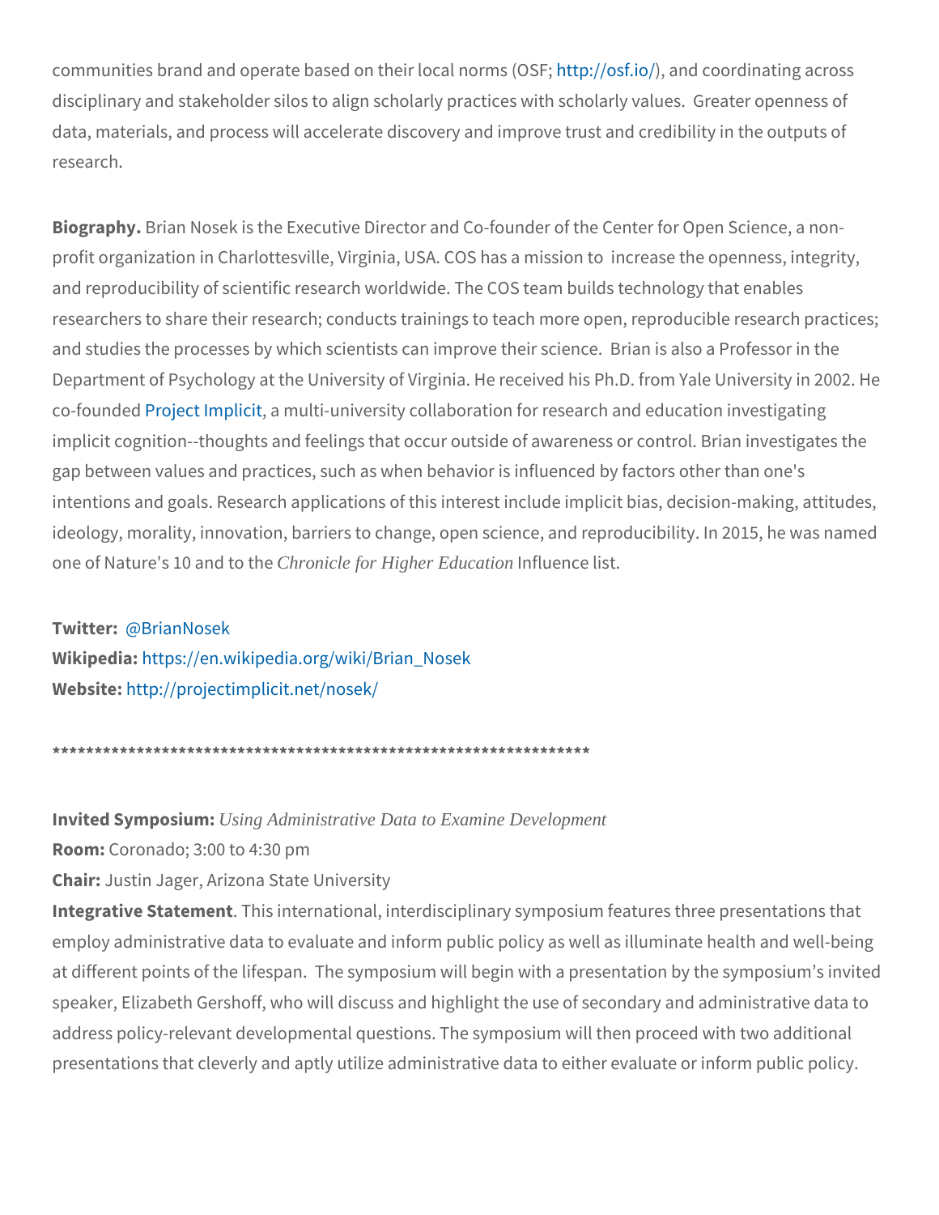communities brand and operate based on their local norms (OSF; http://osf.io/), and coordinating across disciplinary and stakeholder silos to align scholarly practices with scholarly values. Greater openness of data, materials, and process will accelerate discovery and improve trust and credibility in the outputs of research.

**Biography.** Brian Nosek is the Executive Director and Co-founder of the Center for Open Science, a non-profit organization in Charlottesville, Virginia, USA. COS has a mission to increase the openness, integrity, and reproducibility of scientific research worldwide. The COS team builds technology that enables researchers to share their research; conducts trainings to teach more open, reproducible research practices; and studies the processes by which scientists can improve their science. Brian is also a Professor in the Department of Psychology at the University of Virginia. He received his Ph.D. from Yale University in 2002. He co-founded Project Implicit, a multi-university collaboration for research and education investigating implicit cognition--thoughts and feelings that occur outside of awareness or control. Brian investigates the gap between values and practices, such as when behavior is influenced by factors other than one's intentions and goals. Research applications of this interest include implicit bias, decision-making, attitudes, ideology, morality, innovation, barriers to change, open science, and reproducibility. In 2015, he was named one of Nature's 10 and to the *Chronicle for Higher Education* Influence list.

**Twitter:** @BrianNosek
**Wikipedia:** https://en.wikipedia.org/wiki/Brian_Nosek
**Website:** http://projectimplicit.net/nosek/

*****************************************************************

**Invited Symposium:** *Using Administrative Data to Examine Development*
**Room:** Coronado; 3:00 to 4:30 pm
**Chair:** Justin Jager, Arizona State University
**Integrative Statement**. This international, interdisciplinary symposium features three presentations that employ administrative data to evaluate and inform public policy as well as illuminate health and well-being at different points of the lifespan. The symposium will begin with a presentation by the symposium's invited speaker, Elizabeth Gershoff, who will discuss and highlight the use of secondary and administrative data to address policy-relevant developmental questions. The symposium will then proceed with two additional presentations that cleverly and aptly utilize administrative data to either evaluate or inform public policy.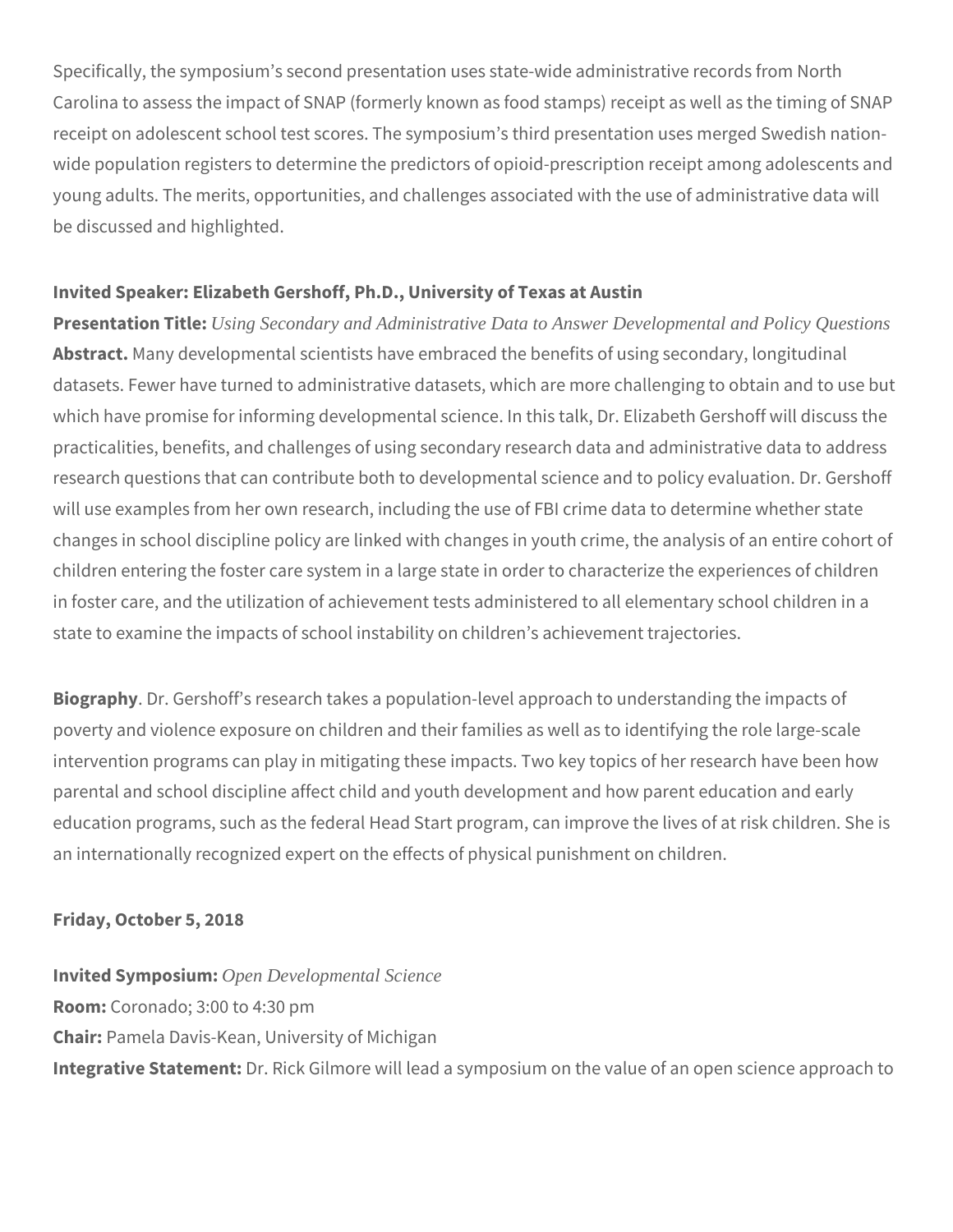Specifically, the symposium's second presentation uses state-wide administrative records from North Carolina to assess the impact of SNAP (formerly known as food stamps) receipt as well as the timing of SNAP receipt on adolescent school test scores. The symposium's third presentation uses merged Swedish nation-wide population registers to determine the predictors of opioid-prescription receipt among adolescents and young adults. The merits, opportunities, and challenges associated with the use of administrative data will be discussed and highlighted.

**Invited Speaker: Elizabeth Gershoff, Ph.D., University of Texas at Austin**
**Presentation Title:** *Using Secondary and Administrative Data to Answer Developmental and Policy Questions*
**Abstract.** Many developmental scientists have embraced the benefits of using secondary, longitudinal datasets. Fewer have turned to administrative datasets, which are more challenging to obtain and to use but which have promise for informing developmental science. In this talk, Dr. Elizabeth Gershoff will discuss the practicalities, benefits, and challenges of using secondary research data and administrative data to address research questions that can contribute both to developmental science and to policy evaluation. Dr. Gershoff will use examples from her own research, including the use of FBI crime data to determine whether state changes in school discipline policy are linked with changes in youth crime, the analysis of an entire cohort of children entering the foster care system in a large state in order to characterize the experiences of children in foster care, and the utilization of achievement tests administered to all elementary school children in a state to examine the impacts of school instability on children's achievement trajectories.

**Biography**. Dr. Gershoff's research takes a population-level approach to understanding the impacts of poverty and violence exposure on children and their families as well as to identifying the role large-scale intervention programs can play in mitigating these impacts. Two key topics of her research have been how parental and school discipline affect child and youth development and how parent education and early education programs, such as the federal Head Start program, can improve the lives of at risk children. She is an internationally recognized expert on the effects of physical punishment on children.

**Friday, October 5, 2018**

**Invited Symposium:** *Open Developmental Science*
**Room:** Coronado; 3:00 to 4:30 pm
**Chair:** Pamela Davis-Kean, University of Michigan
**Integrative Statement:** Dr. Rick Gilmore will lead a symposium on the value of an open science approach to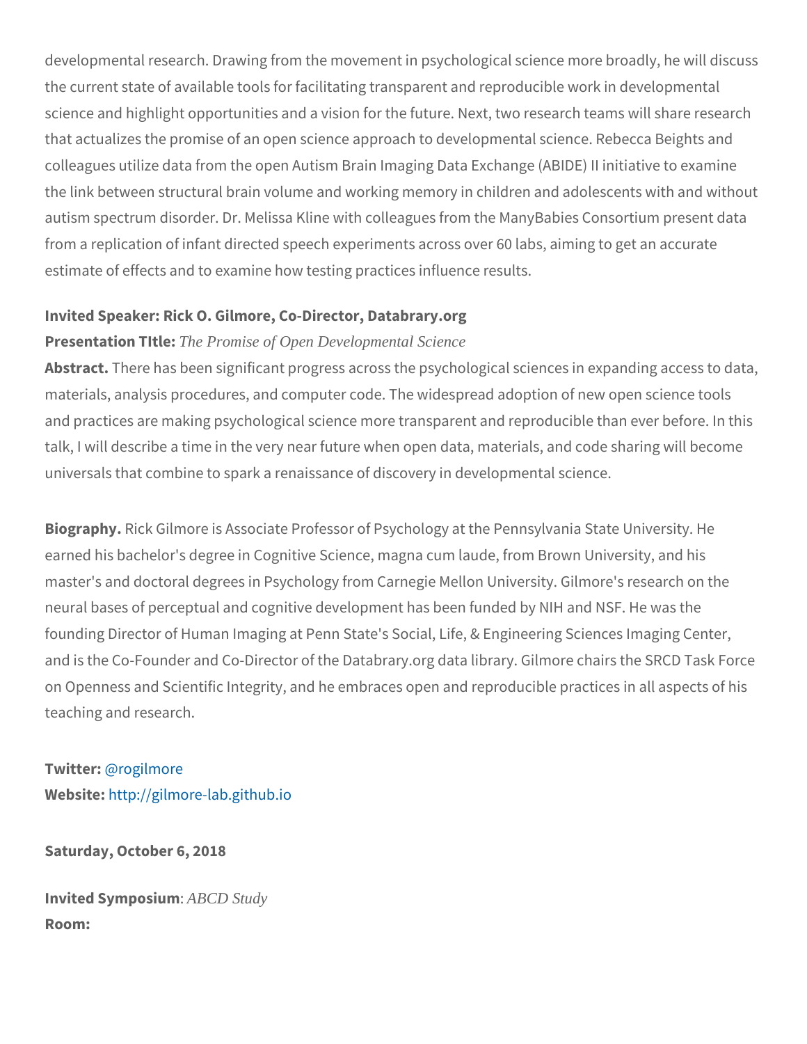developmental research. Drawing from the movement in psychological science more broadly, he will discuss the current state of available tools for facilitating transparent and reproducible work in developmental science and highlight opportunities and a vision for the future. Next, two research teams will share research that actualizes the promise of an open science approach to developmental science. Rebecca Beights and colleagues utilize data from the open Autism Brain Imaging Data Exchange (ABIDE) II initiative to examine the link between structural brain volume and working memory in children and adolescents with and without autism spectrum disorder. Dr. Melissa Kline with colleagues from the ManyBabies Consortium present data from a replication of infant directed speech experiments across over 60 labs, aiming to get an accurate estimate of effects and to examine how testing practices influence results.

**Invited Speaker: Rick O. Gilmore, Co-Director, Databrary.org**
**Presentation TItle:** *The Promise of Open Developmental Science*
**Abstract.** There has been significant progress across the psychological sciences in expanding access to data, materials, analysis procedures, and computer code. The widespread adoption of new open science tools and practices are making psychological science more transparent and reproducible than ever before. In this talk, I will describe a time in the very near future when open data, materials, and code sharing will become universals that combine to spark a renaissance of discovery in developmental science.

**Biography.** Rick Gilmore is Associate Professor of Psychology at the Pennsylvania State University. He earned his bachelor's degree in Cognitive Science, magna cum laude, from Brown University, and his master's and doctoral degrees in Psychology from Carnegie Mellon University. Gilmore's research on the neural bases of perceptual and cognitive development has been funded by NIH and NSF. He was the founding Director of Human Imaging at Penn State's Social, Life, & Engineering Sciences Imaging Center, and is the Co-Founder and Co-Director of the Databrary.org data library. Gilmore chairs the SRCD Task Force on Openness and Scientific Integrity, and he embraces open and reproducible practices in all aspects of his teaching and research.

**Twitter:** @rogilmore
**Website:** http://gilmore-lab.github.io

**Saturday, October 6, 2018**

**Invited Symposium**: *ABCD Study*
**Room:**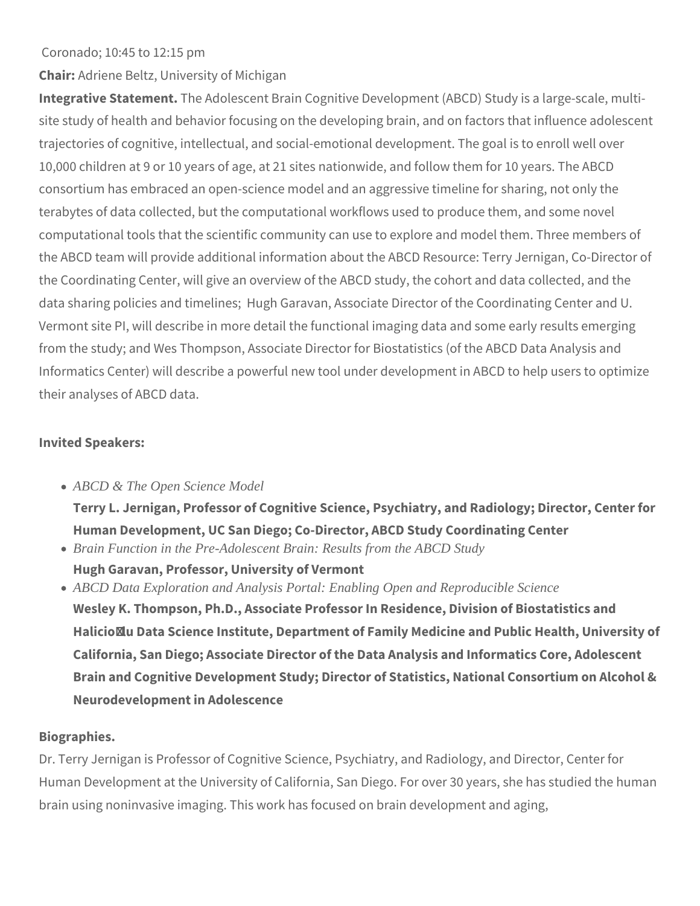Coronado; 10:45 to 12:15 pm

**Chair:** Adriene Beltz, University of Michigan

**Integrative Statement.** The Adolescent Brain Cognitive Development (ABCD) Study is a large-scale, multi-site study of health and behavior focusing on the developing brain, and on factors that influence adolescent trajectories of cognitive, intellectual, and social-emotional development. The goal is to enroll well over 10,000 children at 9 or 10 years of age, at 21 sites nationwide, and follow them for 10 years. The ABCD consortium has embraced an open-science model and an aggressive timeline for sharing, not only the terabytes of data collected, but the computational workflows used to produce them, and some novel computational tools that the scientific community can use to explore and model them. Three members of the ABCD team will provide additional information about the ABCD Resource: Terry Jernigan, Co-Director of the Coordinating Center, will give an overview of the ABCD study, the cohort and data collected, and the data sharing policies and timelines; Hugh Garavan, Associate Director of the Coordinating Center and U. Vermont site PI, will describe in more detail the functional imaging data and some early results emerging from the study; and Wes Thompson, Associate Director for Biostatistics (of the ABCD Data Analysis and Informatics Center) will describe a powerful new tool under development in ABCD to help users to optimize their analyses of ABCD data.

**Invited Speakers:**

- *ABCD & The Open Science Model*
  **Terry L. Jernigan, Professor of Cognitive Science, Psychiatry, and Radiology; Director, Center for Human Development, UC San Diego; Co-Director, ABCD Study Coordinating Center**
- *Brain Function in the Pre-Adolescent Brain: Results from the ABCD Study*
  **Hugh Garavan, Professor, University of Vermont**
- *ABCD Data Exploration and Analysis Portal: Enabling Open and Reproducible Science*
  **Wesley K. Thompson, Ph.D., Associate Professor In Residence, Division of Biostatistics and Halicioğlu Data Science Institute, Department of Family Medicine and Public Health, University of California, San Diego; Associate Director of the Data Analysis and Informatics Core, Adolescent Brain and Cognitive Development Study; Director of Statistics, National Consortium on Alcohol & Neurodevelopment in Adolescence**

**Biographies.**

Dr. Terry Jernigan is Professor of Cognitive Science, Psychiatry, and Radiology, and Director, Center for Human Development at the University of California, San Diego. For over 30 years, she has studied the human brain using noninvasive imaging. This work has focused on brain development and aging,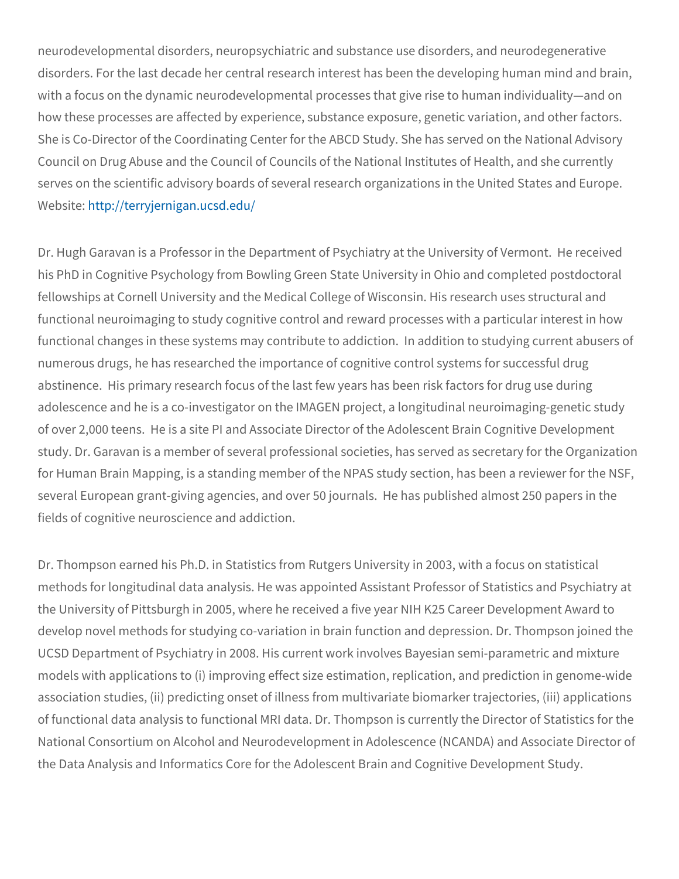neurodevelopmental disorders, neuropsychiatric and substance use disorders, and neurodegenerative disorders. For the last decade her central research interest has been the developing human mind and brain, with a focus on the dynamic neurodevelopmental processes that give rise to human individuality—and on how these processes are affected by experience, substance exposure, genetic variation, and other factors. She is Co-Director of the Coordinating Center for the ABCD Study. She has served on the National Advisory Council on Drug Abuse and the Council of Councils of the National Institutes of Health, and she currently serves on the scientific advisory boards of several research organizations in the United States and Europe. Website: http://terryjernigan.ucsd.edu/

Dr. Hugh Garavan is a Professor in the Department of Psychiatry at the University of Vermont. He received his PhD in Cognitive Psychology from Bowling Green State University in Ohio and completed postdoctoral fellowships at Cornell University and the Medical College of Wisconsin. His research uses structural and functional neuroimaging to study cognitive control and reward processes with a particular interest in how functional changes in these systems may contribute to addiction. In addition to studying current abusers of numerous drugs, he has researched the importance of cognitive control systems for successful drug abstinence. His primary research focus of the last few years has been risk factors for drug use during adolescence and he is a co-investigator on the IMAGEN project, a longitudinal neuroimaging-genetic study of over 2,000 teens. He is a site PI and Associate Director of the Adolescent Brain Cognitive Development study. Dr. Garavan is a member of several professional societies, has served as secretary for the Organization for Human Brain Mapping, is a standing member of the NPAS study section, has been a reviewer for the NSF, several European grant-giving agencies, and over 50 journals. He has published almost 250 papers in the fields of cognitive neuroscience and addiction.

Dr. Thompson earned his Ph.D. in Statistics from Rutgers University in 2003, with a focus on statistical methods for longitudinal data analysis. He was appointed Assistant Professor of Statistics and Psychiatry at the University of Pittsburgh in 2005, where he received a five year NIH K25 Career Development Award to develop novel methods for studying co-variation in brain function and depression. Dr. Thompson joined the UCSD Department of Psychiatry in 2008. His current work involves Bayesian semi-parametric and mixture models with applications to (i) improving effect size estimation, replication, and prediction in genome-wide association studies, (ii) predicting onset of illness from multivariate biomarker trajectories, (iii) applications of functional data analysis to functional MRI data. Dr. Thompson is currently the Director of Statistics for the National Consortium on Alcohol and Neurodevelopment in Adolescence (NCANDA) and Associate Director of the Data Analysis and Informatics Core for the Adolescent Brain and Cognitive Development Study.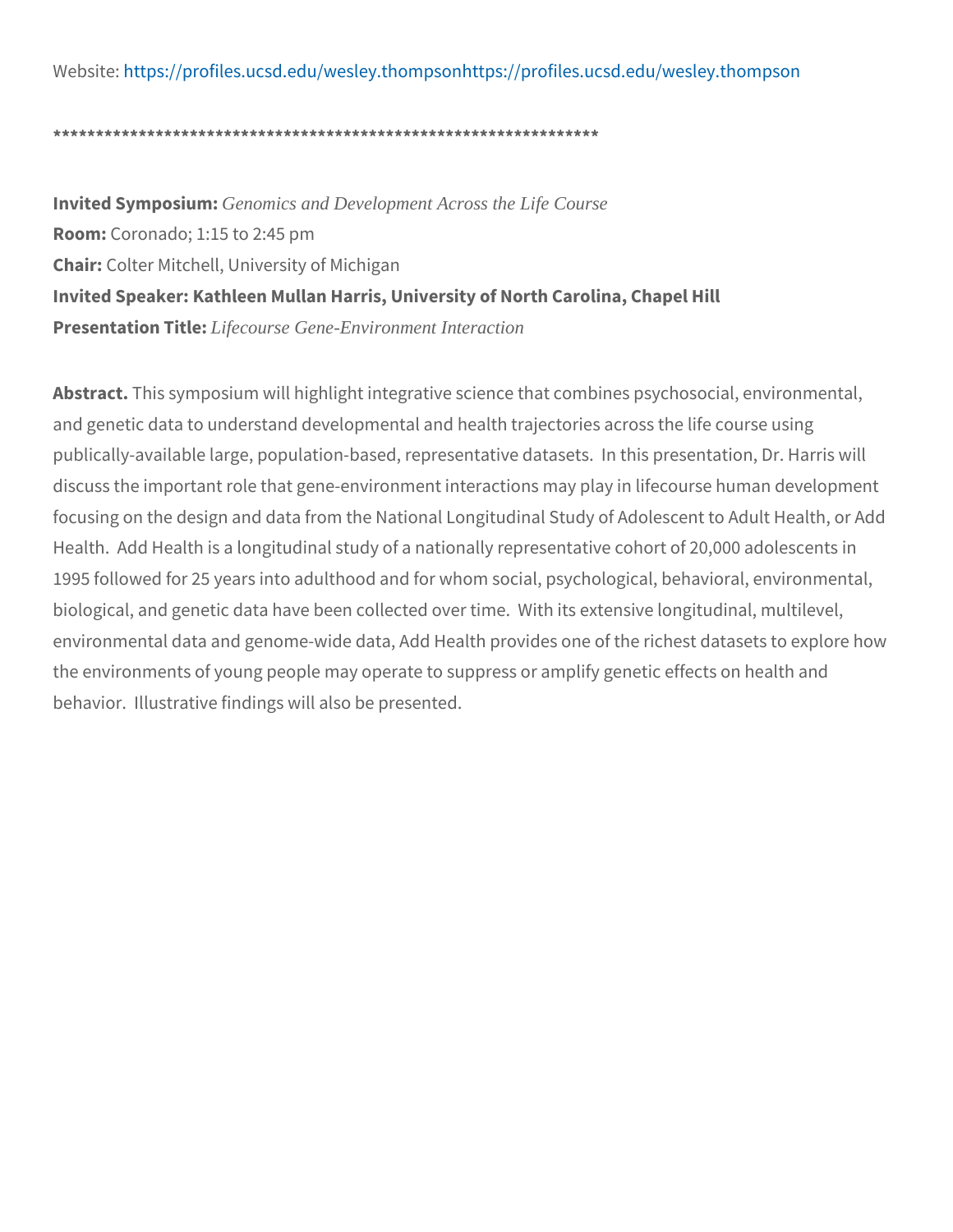Website: https://profiles.ucsd.edu/wesley.thompsonhttps://profiles.ucsd.edu/wesley.thompson

*******************************************************************

**Invited Symposium:** *Genomics and Development Across the Life Course*
**Room:** Coronado; 1:15 to 2:45 pm
**Chair:** Colter Mitchell, University of Michigan
**Invited Speaker: Kathleen Mullan Harris, University of North Carolina, Chapel Hill**
**Presentation Title:** *Lifecourse Gene-Environment Interaction*

**Abstract.** This symposium will highlight integrative science that combines psychosocial, environmental, and genetic data to understand developmental and health trajectories across the life course using publically-available large, population-based, representative datasets. In this presentation, Dr. Harris will discuss the important role that gene-environment interactions may play in lifecourse human development focusing on the design and data from the National Longitudinal Study of Adolescent to Adult Health, or Add Health. Add Health is a longitudinal study of a nationally representative cohort of 20,000 adolescents in 1995 followed for 25 years into adulthood and for whom social, psychological, behavioral, environmental, biological, and genetic data have been collected over time. With its extensive longitudinal, multilevel, environmental data and genome-wide data, Add Health provides one of the richest datasets to explore how the environments of young people may operate to suppress or amplify genetic effects on health and behavior. Illustrative findings will also be presented.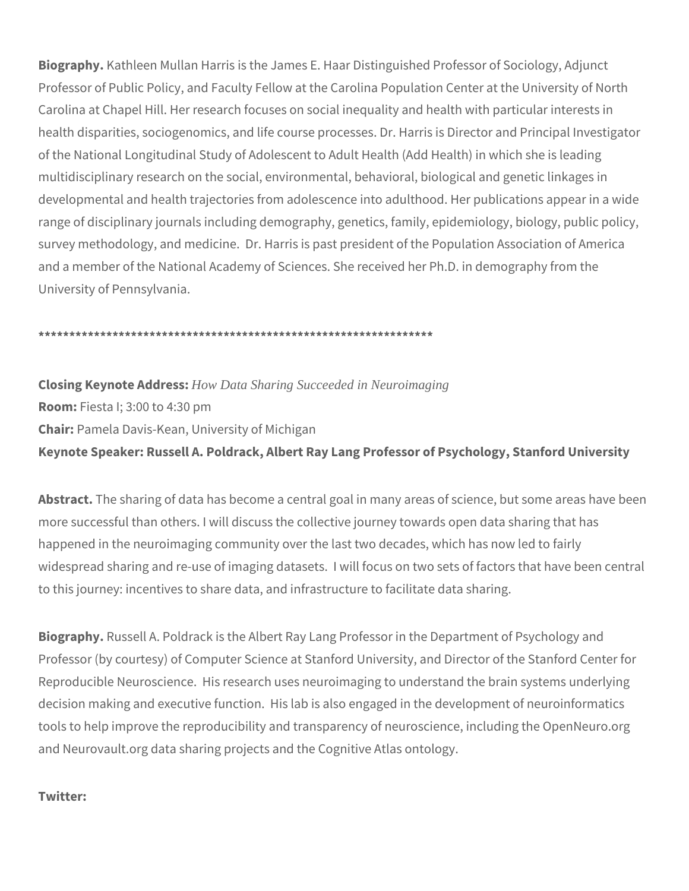**Biography.** Kathleen Mullan Harris is the James E. Haar Distinguished Professor of Sociology, Adjunct Professor of Public Policy, and Faculty Fellow at the Carolina Population Center at the University of North Carolina at Chapel Hill. Her research focuses on social inequality and health with particular interests in health disparities, sociogenomics, and life course processes. Dr. Harris is Director and Principal Investigator of the National Longitudinal Study of Adolescent to Adult Health (Add Health) in which she is leading multidisciplinary research on the social, environmental, behavioral, biological and genetic linkages in developmental and health trajectories from adolescence into adulthood. Her publications appear in a wide range of disciplinary journals including demography, genetics, family, epidemiology, biology, public policy, survey methodology, and medicine. Dr. Harris is past president of the Population Association of America and a member of the National Academy of Sciences. She received her Ph.D. in demography from the University of Pennsylvania.

*******************************************************************

**Closing Keynote Address:** *How Data Sharing Succeeded in Neuroimaging*
**Room:** Fiesta I; 3:00 to 4:30 pm
**Chair:** Pamela Davis-Kean, University of Michigan
**Keynote Speaker: Russell A. Poldrack, Albert Ray Lang Professor of Psychology, Stanford University**

**Abstract.** The sharing of data has become a central goal in many areas of science, but some areas have been more successful than others. I will discuss the collective journey towards open data sharing that has happened in the neuroimaging community over the last two decades, which has now led to fairly widespread sharing and re-use of imaging datasets. I will focus on two sets of factors that have been central to this journey: incentives to share data, and infrastructure to facilitate data sharing.

**Biography.** Russell A. Poldrack is the Albert Ray Lang Professor in the Department of Psychology and Professor (by courtesy) of Computer Science at Stanford University, and Director of the Stanford Center for Reproducible Neuroscience. His research uses neuroimaging to understand the brain systems underlying decision making and executive function. His lab is also engaged in the development of neuroinformatics tools to help improve the reproducibility and transparency of neuroscience, including the OpenNeuro.org and Neurovault.org data sharing projects and the Cognitive Atlas ontology.

**Twitter:**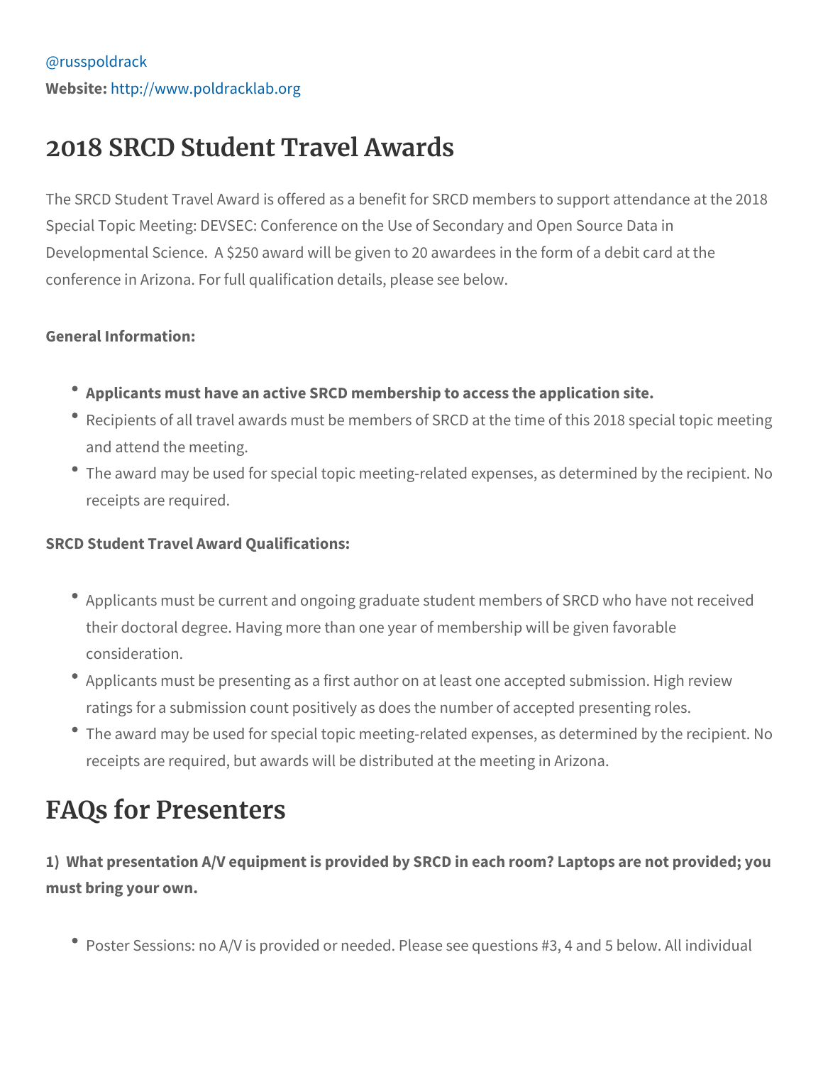@russpoldrack

**Website:** http://www.poldracklab.org

# 2018 SRCD Student Travel Awards

The SRCD Student Travel Award is offered as a benefit for SRCD members to support attendance at the 2018 Special Topic Meeting: DEVSEC: Conference on the Use of Secondary and Open Source Data in Developmental Science. A $250 award will be given to 20 awardees in the form of a debit card at the conference in Arizona. For full qualification details, please see below.

**General Information:**

- **Applicants must have an active SRCD membership to access the application site.**
- Recipients of all travel awards must be members of SRCD at the time of this 2018 special topic meeting and attend the meeting.
- The award may be used for special topic meeting-related expenses, as determined by the recipient. No receipts are required.

**SRCD Student Travel Award Qualifications:**

- Applicants must be current and ongoing graduate student members of SRCD who have not received their doctoral degree. Having more than one year of membership will be given favorable consideration.
- Applicants must be presenting as a first author on at least one accepted submission. High review ratings for a submission count positively as does the number of accepted presenting roles.
- The award may be used for special topic meeting-related expenses, as determined by the recipient. No receipts are required, but awards will be distributed at the meeting in Arizona.

# FAQs for Presenters

**1) What presentation A/V equipment is provided by SRCD in each room? Laptops are not provided; you must bring your own.**

- Poster Sessions: no A/V is provided or needed. Please see questions #3, 4 and 5 below. All individual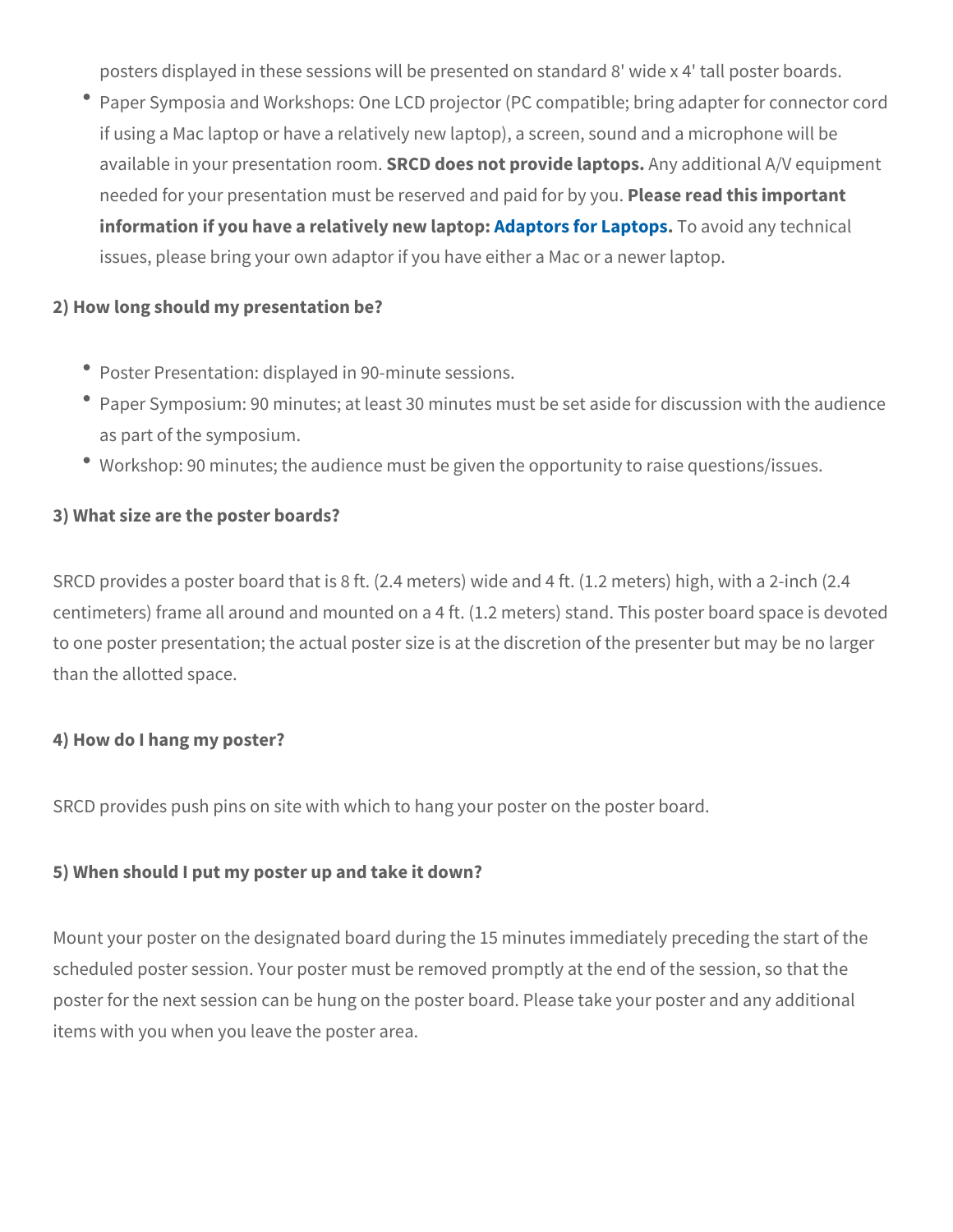posters displayed in these sessions will be presented on standard 8' wide x 4' tall poster boards.

- Paper Symposia and Workshops: One LCD projector (PC compatible; bring adapter for connector cord if using a Mac laptop or have a relatively new laptop), a screen, sound and a microphone will be available in your presentation room. **SRCD does not provide laptops.** Any additional A/V equipment needed for your presentation must be reserved and paid for by you. **Please read this important information if you have a relatively new laptop: Adaptors for Laptops.** To avoid any technical issues, please bring your own adaptor if you have either a Mac or a newer laptop.

**2) How long should my presentation be?**

- Poster Presentation: displayed in 90-minute sessions.
- Paper Symposium: 90 minutes; at least 30 minutes must be set aside for discussion with the audience as part of the symposium.
- Workshop: 90 minutes; the audience must be given the opportunity to raise questions/issues.

**3) What size are the poster boards?**

SRCD provides a poster board that is 8 ft. (2.4 meters) wide and 4 ft. (1.2 meters) high, with a 2-inch (2.4 centimeters) frame all around and mounted on a 4 ft. (1.2 meters) stand. This poster board space is devoted to one poster presentation; the actual poster size is at the discretion of the presenter but may be no larger than the allotted space.

**4) How do I hang my poster?**

SRCD provides push pins on site with which to hang your poster on the poster board.

**5) When should I put my poster up and take it down?**

Mount your poster on the designated board during the 15 minutes immediately preceding the start of the scheduled poster session. Your poster must be removed promptly at the end of the session, so that the poster for the next session can be hung on the poster board. Please take your poster and any additional items with you when you leave the poster area.